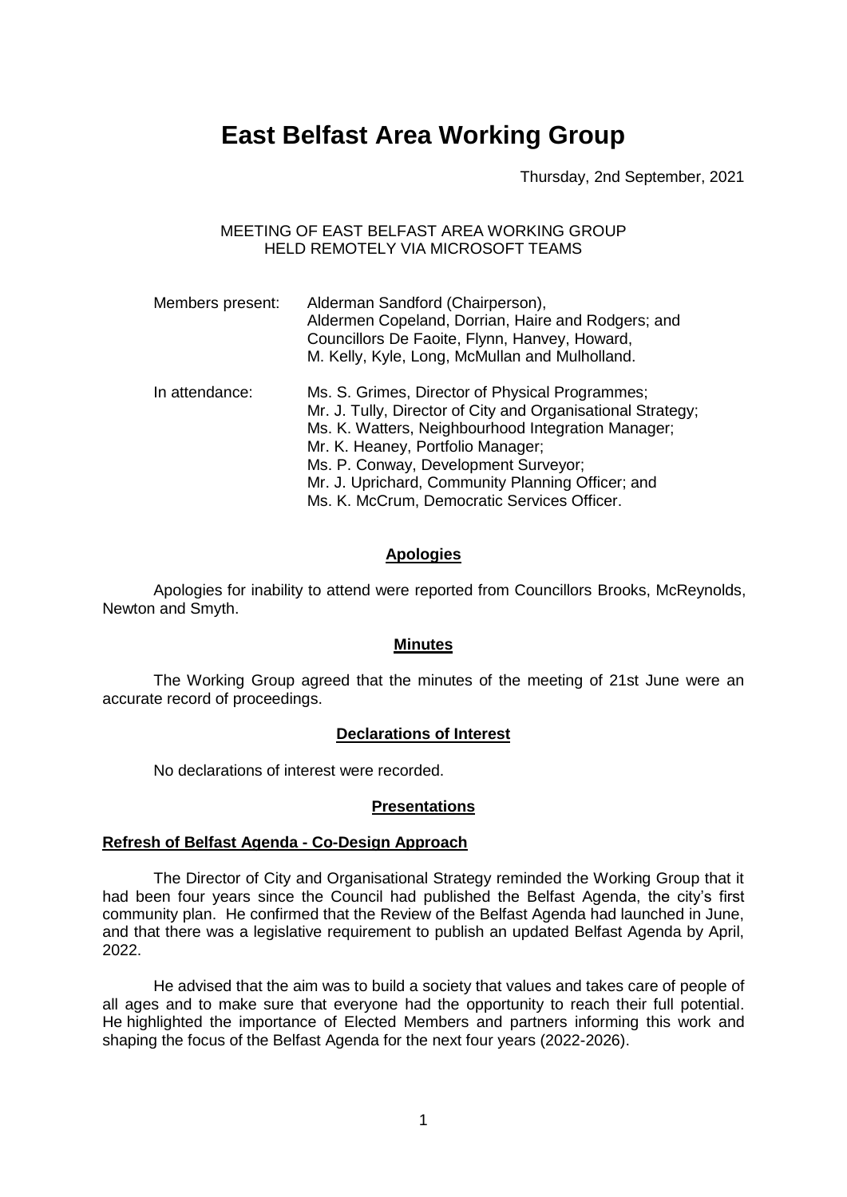# East Belfast Area Working Group

Thursday, 2nd September, 2021

MEETING OF EAST BELFAST AREA WORKING GROUP
HELD REMOTELY VIA MICROSOFT TEAMS

| | |
|---|---|
| Members present: | Alderman Sandford (Chairperson), Aldermen Copeland, Dorrian, Haire and Rodgers; and Councillors De Faoite, Flynn, Hanvey, Howard, M. Kelly, Kyle, Long, McMullan and Mulholland. |
| In attendance: | Ms. S. Grimes, Director of Physical Programmes; Mr. J. Tully, Director of City and Organisational Strategy; Ms. K. Watters, Neighbourhood Integration Manager; Mr. K. Heaney, Portfolio Manager; Ms. P. Conway, Development Surveyor; Mr. J. Uprichard, Community Planning Officer; and Ms. K. McCrum, Democratic Services Officer. |

## Apologies

Apologies for inability to attend were reported from Councillors Brooks, McReynolds, Newton and Smyth.

## Minutes

The Working Group agreed that the minutes of the meeting of 21st June were an accurate record of proceedings.

## Declarations of Interest

No declarations of interest were recorded.

## Presentations

### Refresh of Belfast Agenda - Co-Design Approach

The Director of City and Organisational Strategy reminded the Working Group that it had been four years since the Council had published the Belfast Agenda, the city's first community plan. He confirmed that the Review of the Belfast Agenda had launched in June, and that there was a legislative requirement to publish an updated Belfast Agenda by April, 2022.

He advised that the aim was to build a society that values and takes care of people of all ages and to make sure that everyone had the opportunity to reach their full potential. He highlighted the importance of Elected Members and partners informing this work and shaping the focus of the Belfast Agenda for the next four years (2022-2026).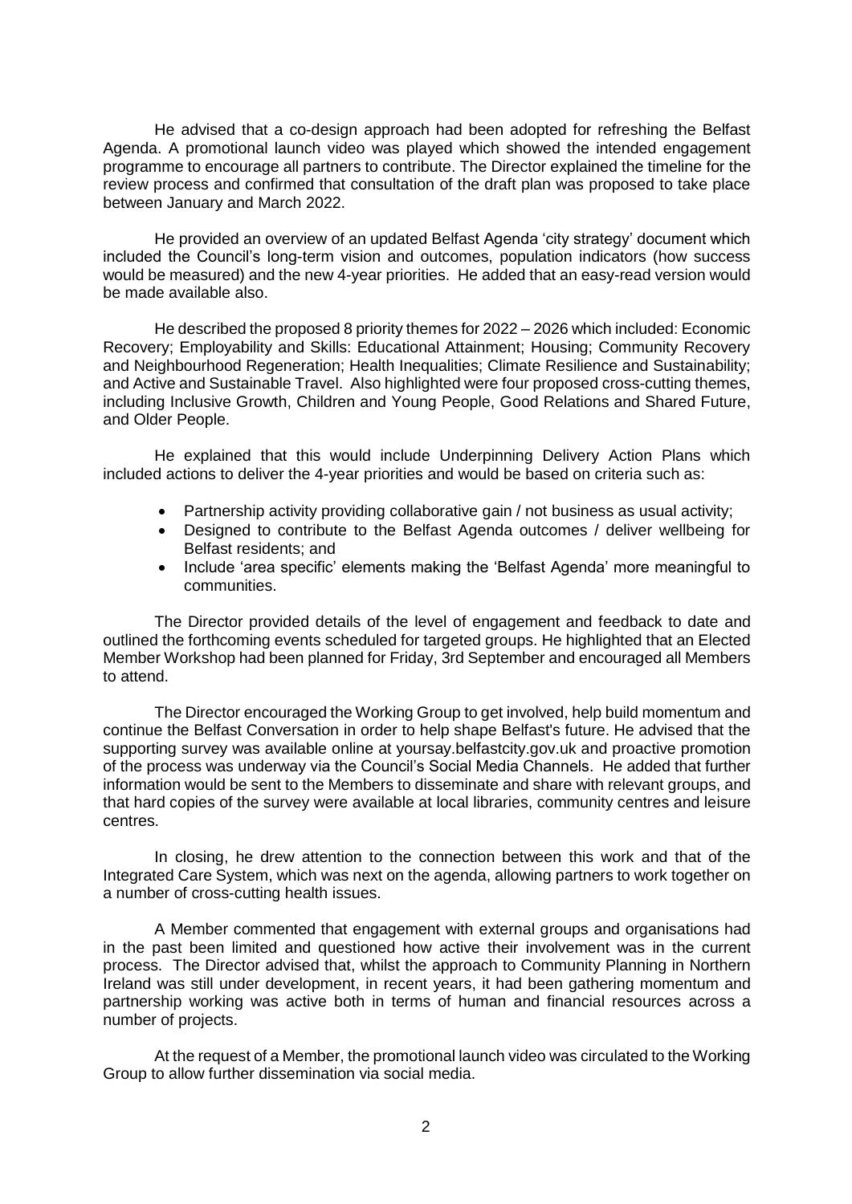He advised that a co-design approach had been adopted for refreshing the Belfast Agenda. A promotional launch video was played which showed the intended engagement programme to encourage all partners to contribute. The Director explained the timeline for the review process and confirmed that consultation of the draft plan was proposed to take place between January and March 2022.

He provided an overview of an updated Belfast Agenda 'city strategy' document which included the Council's long-term vision and outcomes, population indicators (how success would be measured) and the new 4-year priorities. He added that an easy-read version would be made available also.

He described the proposed 8 priority themes for 2022 – 2026 which included: Economic Recovery; Employability and Skills: Educational Attainment; Housing; Community Recovery and Neighbourhood Regeneration; Health Inequalities; Climate Resilience and Sustainability; and Active and Sustainable Travel. Also highlighted were four proposed cross-cutting themes, including Inclusive Growth, Children and Young People, Good Relations and Shared Future, and Older People.

He explained that this would include Underpinning Delivery Action Plans which included actions to deliver the 4-year priorities and would be based on criteria such as:

- Partnership activity providing collaborative gain / not business as usual activity;
- Designed to contribute to the Belfast Agenda outcomes / deliver wellbeing for Belfast residents; and
- Include 'area specific' elements making the 'Belfast Agenda' more meaningful to communities.

The Director provided details of the level of engagement and feedback to date and outlined the forthcoming events scheduled for targeted groups. He highlighted that an Elected Member Workshop had been planned for Friday, 3rd September and encouraged all Members to attend.

The Director encouraged the Working Group to get involved, help build momentum and continue the Belfast Conversation in order to help shape Belfast's future. He advised that the supporting survey was available online at yoursay.belfastcity.gov.uk and proactive promotion of the process was underway via the Council's Social Media Channels. He added that further information would be sent to the Members to disseminate and share with relevant groups, and that hard copies of the survey were available at local libraries, community centres and leisure centres.

In closing, he drew attention to the connection between this work and that of the Integrated Care System, which was next on the agenda, allowing partners to work together on a number of cross-cutting health issues.

A Member commented that engagement with external groups and organisations had in the past been limited and questioned how active their involvement was in the current process. The Director advised that, whilst the approach to Community Planning in Northern Ireland was still under development, in recent years, it had been gathering momentum and partnership working was active both in terms of human and financial resources across a number of projects.

At the request of a Member, the promotional launch video was circulated to the Working Group to allow further dissemination via social media.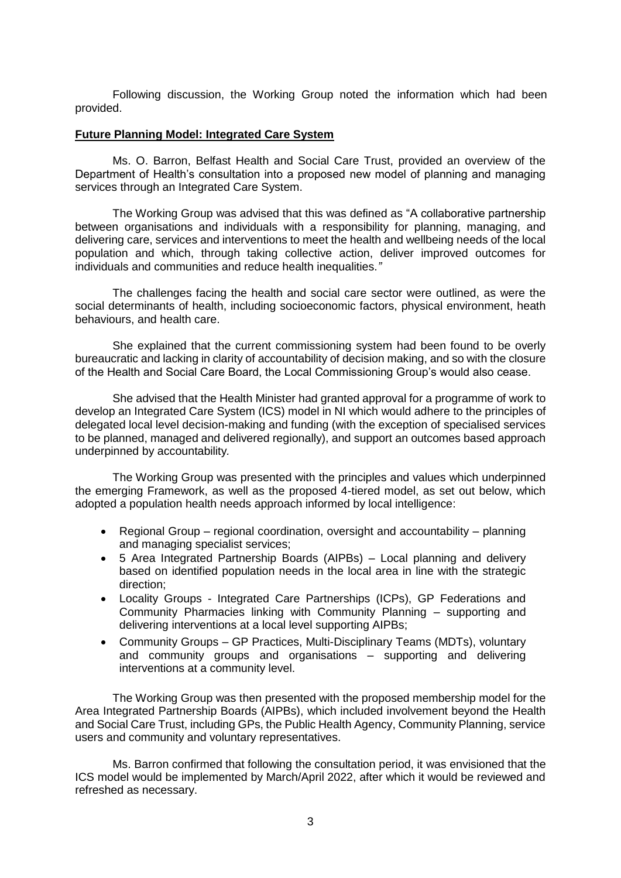Following discussion, the Working Group noted the information which had been provided.

## Future Planning Model: Integrated Care System

Ms. O. Barron, Belfast Health and Social Care Trust, provided an overview of the Department of Health's consultation into a proposed new model of planning and managing services through an Integrated Care System.

The Working Group was advised that this was defined as "A collaborative partnership between organisations and individuals with a responsibility for planning, managing, and delivering care, services and interventions to meet the health and wellbeing needs of the local population and which, through taking collective action, deliver improved outcomes for individuals and communities and reduce health inequalities."

The challenges facing the health and social care sector were outlined, as were the social determinants of health, including socioeconomic factors, physical environment, heath behaviours, and health care.

She explained that the current commissioning system had been found to be overly bureaucratic and lacking in clarity of accountability of decision making, and so with the closure of the Health and Social Care Board, the Local Commissioning Group's would also cease.

She advised that the Health Minister had granted approval for a programme of work to develop an Integrated Care System (ICS) model in NI which would adhere to the principles of delegated local level decision-making and funding (with the exception of specialised services to be planned, managed and delivered regionally), and support an outcomes based approach underpinned by accountability.

The Working Group was presented with the principles and values which underpinned the emerging Framework, as well as the proposed 4-tiered model, as set out below, which adopted a population health needs approach informed by local intelligence:

- Regional Group – regional coordination, oversight and accountability – planning and managing specialist services;
- 5 Area Integrated Partnership Boards (AIPBs) – Local planning and delivery based on identified population needs in the local area in line with the strategic direction;
- Locality Groups - Integrated Care Partnerships (ICPs), GP Federations and Community Pharmacies linking with Community Planning – supporting and delivering interventions at a local level supporting AIPBs;
- Community Groups – GP Practices, Multi-Disciplinary Teams (MDTs), voluntary and community groups and organisations – supporting and delivering interventions at a community level.

The Working Group was then presented with the proposed membership model for the Area Integrated Partnership Boards (AIPBs), which included involvement beyond the Health and Social Care Trust, including GPs, the Public Health Agency, Community Planning, service users and community and voluntary representatives.

Ms. Barron confirmed that following the consultation period, it was envisioned that the ICS model would be implemented by March/April 2022, after which it would be reviewed and refreshed as necessary.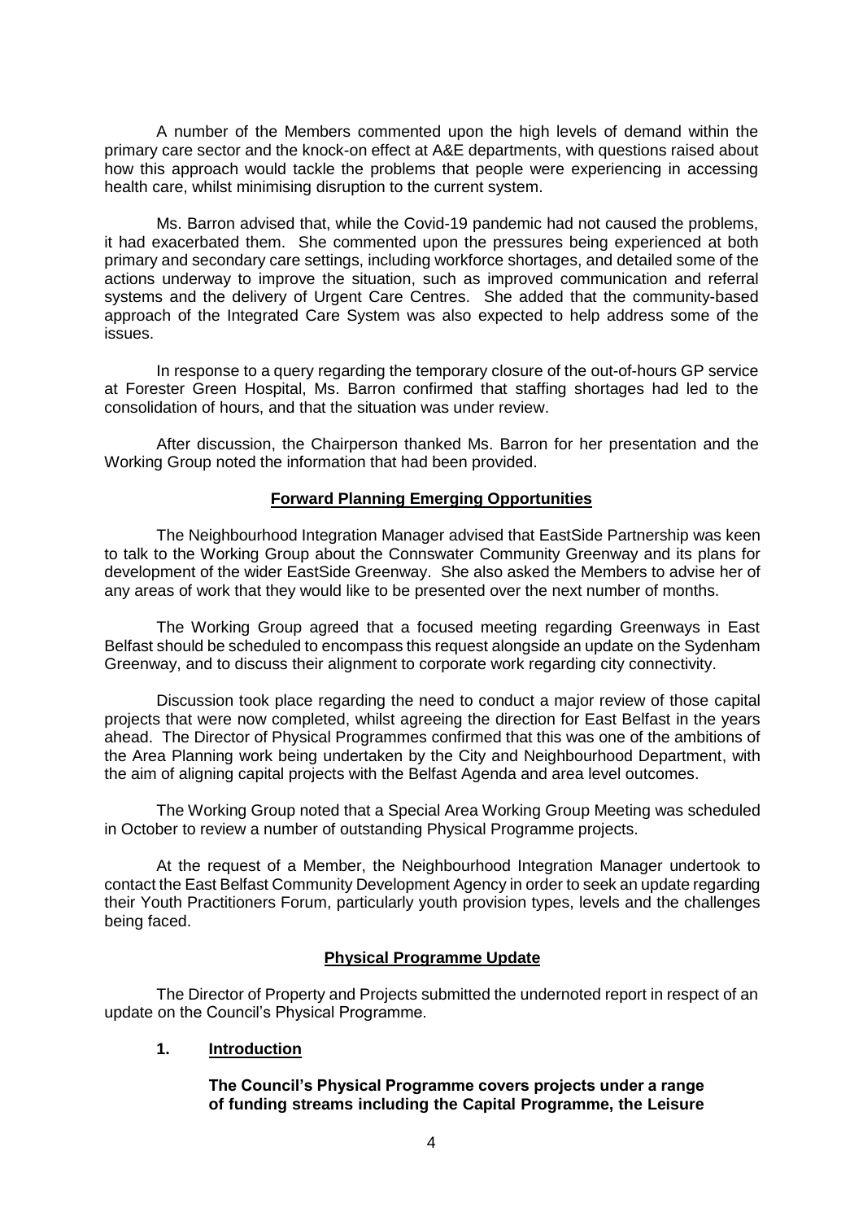A number of the Members commented upon the high levels of demand within the primary care sector and the knock-on effect at A&E departments, with questions raised about how this approach would tackle the problems that people were experiencing in accessing health care, whilst minimising disruption to the current system.

Ms. Barron advised that, while the Covid-19 pandemic had not caused the problems, it had exacerbated them. She commented upon the pressures being experienced at both primary and secondary care settings, including workforce shortages, and detailed some of the actions underway to improve the situation, such as improved communication and referral systems and the delivery of Urgent Care Centres. She added that the community-based approach of the Integrated Care System was also expected to help address some of the issues.

In response to a query regarding the temporary closure of the out-of-hours GP service at Forester Green Hospital, Ms. Barron confirmed that staffing shortages had led to the consolidation of hours, and that the situation was under review.

After discussion, the Chairperson thanked Ms. Barron for her presentation and the Working Group noted the information that had been provided.

## Forward Planning Emerging Opportunities

The Neighbourhood Integration Manager advised that EastSide Partnership was keen to talk to the Working Group about the Connswater Community Greenway and its plans for development of the wider EastSide Greenway. She also asked the Members to advise her of any areas of work that they would like to be presented over the next number of months.

The Working Group agreed that a focused meeting regarding Greenways in East Belfast should be scheduled to encompass this request alongside an update on the Sydenham Greenway, and to discuss their alignment to corporate work regarding city connectivity.

Discussion took place regarding the need to conduct a major review of those capital projects that were now completed, whilst agreeing the direction for East Belfast in the years ahead. The Director of Physical Programmes confirmed that this was one of the ambitions of the Area Planning work being undertaken by the City and Neighbourhood Department, with the aim of aligning capital projects with the Belfast Agenda and area level outcomes.

The Working Group noted that a Special Area Working Group Meeting was scheduled in October to review a number of outstanding Physical Programme projects.

At the request of a Member, the Neighbourhood Integration Manager undertook to contact the East Belfast Community Development Agency in order to seek an update regarding their Youth Practitioners Forum, particularly youth provision types, levels and the challenges being faced.

## Physical Programme Update

The Director of Property and Projects submitted the undernoted report in respect of an update on the Council's Physical Programme.

**1. Introduction**

**The Council's Physical Programme covers projects under a range of funding streams including the Capital Programme, the Leisure**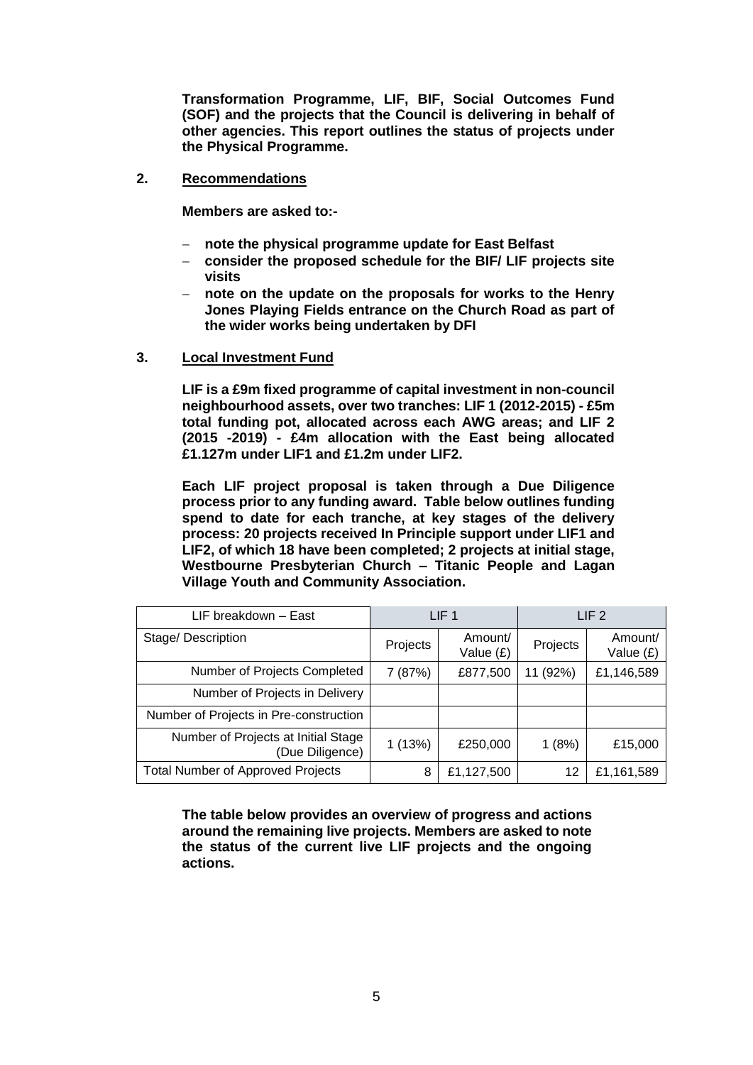**Transformation Programme, LIF, BIF, Social Outcomes Fund (SOF) and the projects that the Council is delivering in behalf of other agencies. This report outlines the status of projects under the Physical Programme.**

## 2. Recommendations

**Members are asked to:-**

- **note the physical programme update for East Belfast**
- **consider the proposed schedule for the BIF/ LIF projects site visits**
- **note on the update on the proposals for works to the Henry Jones Playing Fields entrance on the Church Road as part of the wider works being undertaken by DFI**

## 3. Local Investment Fund

**LIF is a £9m fixed programme of capital investment in non-council neighbourhood assets, over two tranches: LIF 1 (2012-2015) - £5m total funding pot, allocated across each AWG areas; and LIF 2 (2015 -2019) - £4m allocation with the East being allocated £1.127m under LIF1 and £1.2m under LIF2.**

**Each LIF project proposal is taken through a Due Diligence process prior to any funding award. Table below outlines funding spend to date for each tranche, at key stages of the delivery process: 20 projects received In Principle support under LIF1 and LIF2, of which 18 have been completed; 2 projects at initial stage, Westbourne Presbyterian Church – Titanic People and Lagan Village Youth and Community Association.**

| LIF breakdown – East | LIF 1 | | LIF 2 | |
|---|---|---|---|---|
| Stage/ Description | Projects | Amount/ Value (£) | Projects | Amount/ Value (£) |
| Number of Projects Completed | 7 (87%) | £877,500 | 11 (92%) | £1,146,589 |
| Number of Projects in Delivery | | | | |
| Number of Projects in Pre-construction | | | | |
| Number of Projects at Initial Stage (Due Diligence) | 1 (13%) | £250,000 | 1 (8%) | £15,000 |
| Total Number of Approved Projects | 8 | £1,127,500 | 12 | £1,161,589 |

**The table below provides an overview of progress and actions around the remaining live projects. Members are asked to note the status of the current live LIF projects and the ongoing actions.**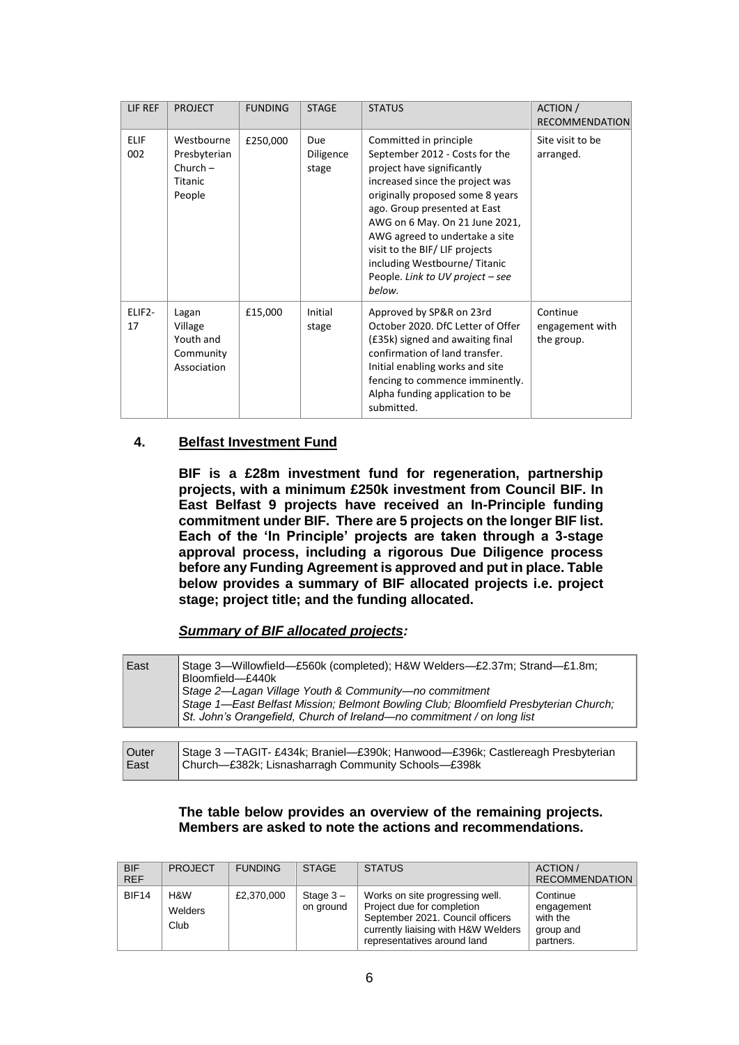| LIF REF | PROJECT | FUNDING | STAGE | STATUS | ACTION / RECOMMENDATION |
|---|---|---|---|---|---|
| ELIF 002 | Westbourne Presbyterian Church – Titanic People | £250,000 | Due Diligence stage | Committed in principle September 2012 - Costs for the project have significantly increased since the project was originally proposed some 8 years ago. Group presented at East AWG on 6 May. On 21 June 2021, AWG agreed to undertake a site visit to the BIF/ LIF projects including Westbourne/ Titanic People. *Link to UV project – see below.* | Site visit to be arranged. |
| ELIF2-17 | Lagan Village Youth and Community Association | £15,000 | Initial stage | Approved by SP&R on 23rd October 2020. DfC Letter of Offer (£35k) signed and awaiting final confirmation of land transfer. Initial enabling works and site fencing to commence imminently. Alpha funding application to be submitted. | Continue engagement with the group. |

## 4. Belfast Investment Fund

**BIF is a £28m investment fund for regeneration, partnership projects, with a minimum £250k investment from Council BIF. In East Belfast 9 projects have received an In-Principle funding commitment under BIF. There are 5 projects on the longer BIF list. Each of the 'In Principle' projects are taken through a 3-stage approval process, including a rigorous Due Diligence process before any Funding Agreement is approved and put in place. Table below provides a summary of BIF allocated projects i.e. project stage; project title; and the funding allocated.**

***Summary of BIF allocated projects:***

| | |
|---|---|
| East | Stage 3—Willowfield—£560k (completed); H&W Welders—£2.37m; Strand—£1.8m; Bloomfield—£440k<br>*Stage 2—Lagan Village Youth & Community—no commitment*<br>*Stage 1—East Belfast Mission; Belmont Bowling Club; Bloomfield Presbyterian Church; St. John's Orangefield, Church of Ireland—no commitment / on long list* |
| Outer East | Stage 3 —TAGIT- £434k; Braniel—£390k; Hanwood—£396k; Castlereagh Presbyterian Church—£382k; Lisnasharragh Community Schools—£398k |

**The table below provides an overview of the remaining projects. Members are asked to note the actions and recommendations.**

| BIF REF | PROJECT | FUNDING | STAGE | STATUS | ACTION / RECOMMENDATION |
|---|---|---|---|---|---|
| BIF14 | H&W Welders Club | £2,370,000 | Stage 3 – on ground | Works on site progressing well. Project due for completion September 2021. Council officers currently liaising with H&W Welders representatives around land | Continue engagement with the group and partners. |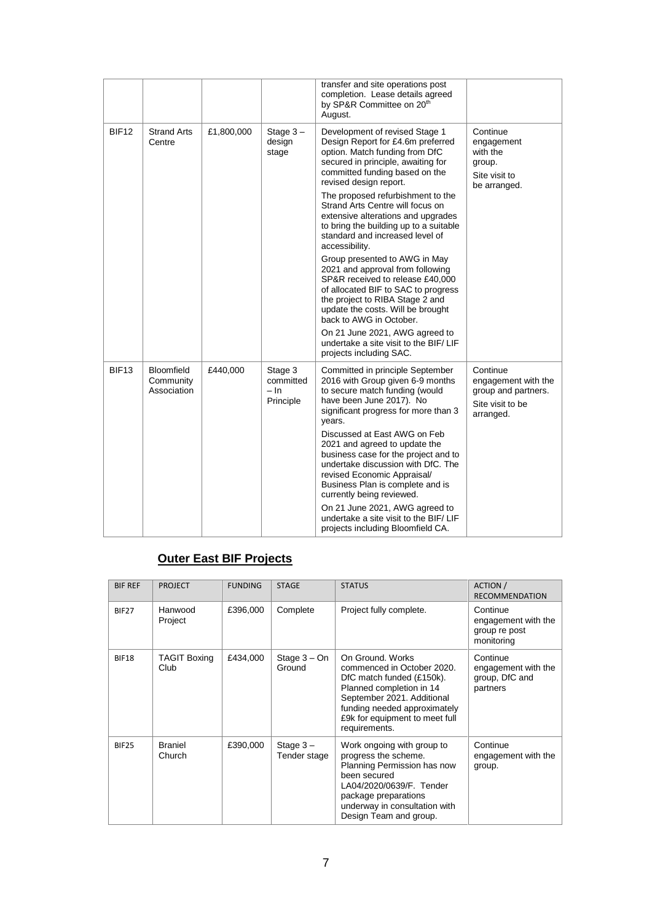| | | | | transfer and site operations post completion. Lease details agreed by SP&R Committee on 20th August. | |
|---|---|---|---|---|---|
| BIF12 | Strand Arts Centre | £1,800,000 | Stage 3 – design stage | Development of revised Stage 1 Design Report for £4.6m preferred option. Match funding from DfC secured in principle, awaiting for committed funding based on the revised design report.<br><br>The proposed refurbishment to the Strand Arts Centre will focus on extensive alterations and upgrades to bring the building up to a suitable standard and increased level of accessibility.<br><br>Group presented to AWG in May 2021 and approval from following SP&R received to release £40,000 of allocated BIF to SAC to progress the project to RIBA Stage 2 and update the costs. Will be brought back to AWG in October.<br><br>On 21 June 2021, AWG agreed to undertake a site visit to the BIF/ LIF projects including SAC. | Continue engagement with the group.<br>Site visit to be arranged. |
| BIF13 | Bloomfield Community Association | £440,000 | Stage 3 committed – In Principle | Committed in principle September 2016 with Group given 6-9 months to secure match funding (would have been June 2017). No significant progress for more than 3 years.<br><br>Discussed at East AWG on Feb 2021 and agreed to update the business case for the project and to undertake discussion with DfC. The revised Economic Appraisal/ Business Plan is complete and is currently being reviewed.<br><br>On 21 June 2021, AWG agreed to undertake a site visit to the BIF/ LIF projects including Bloomfield CA. | Continue engagement with the group and partners.<br>Site visit to be arranged. |

## Outer East BIF Projects

| BIF REF | PROJECT | FUNDING | STAGE | STATUS | ACTION / RECOMMENDATION |
|---|---|---|---|---|---|
| BIF27 | Hanwood Project | £396,000 | Complete | Project fully complete. | Continue engagement with the group re post monitoring |
| BIF18 | TAGIT Boxing Club | £434,000 | Stage 3 – On Ground | On Ground. Works commenced in October 2020. DfC match funded (£150k). Planned completion in 14 September 2021. Additional funding needed approximately £9k for equipment to meet full requirements. | Continue engagement with the group, DfC and partners |
| BIF25 | Braniel Church | £390,000 | Stage 3 – Tender stage | Work ongoing with group to progress the scheme. Planning Permission has now been secured LA04/2020/0639/F. Tender package preparations underway in consultation with Design Team and group. | Continue engagement with the group. |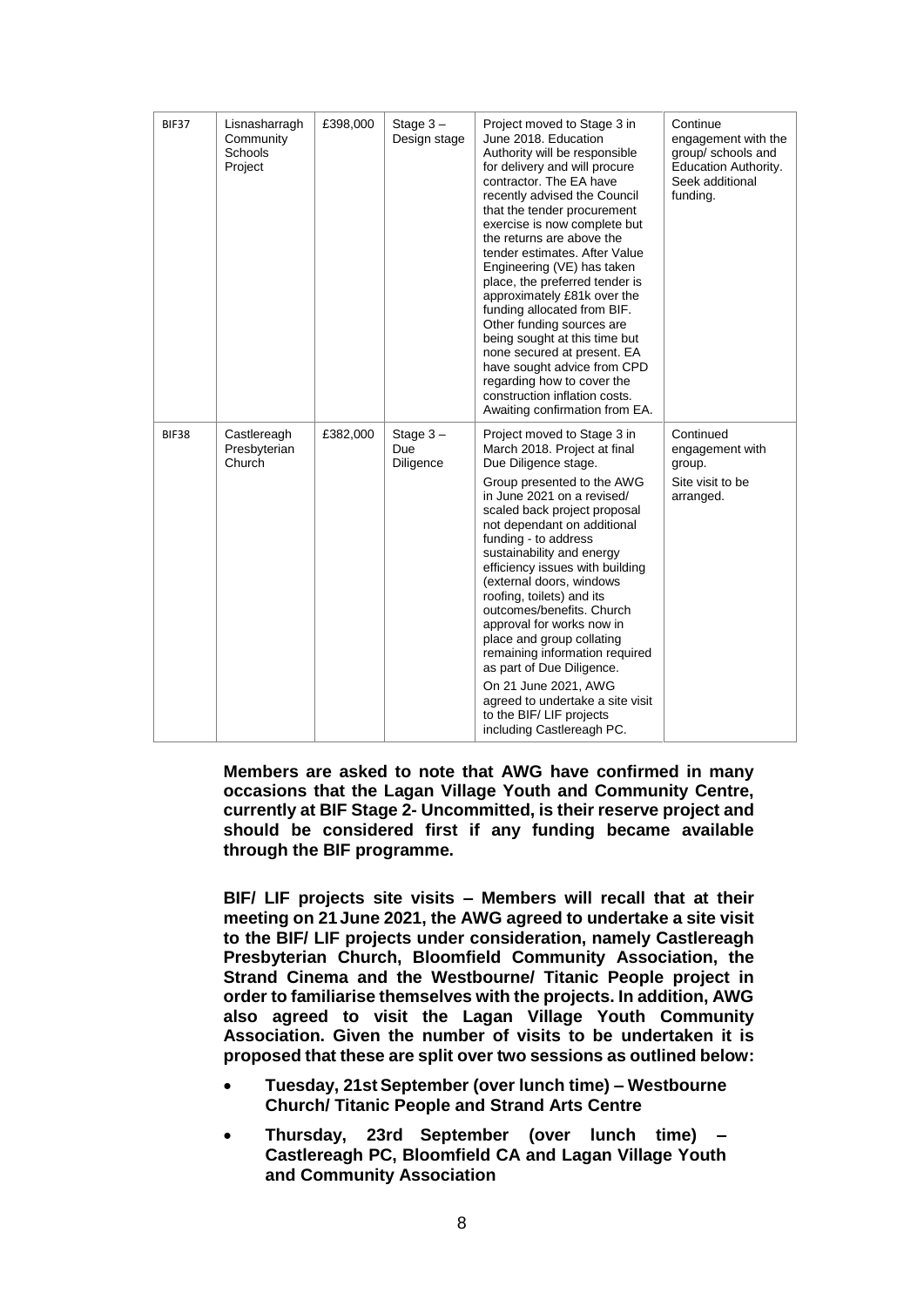| BIF37 | Lisnasharragh Community Schools Project | £398,000 | Stage 3 – Design stage | Project moved to Stage 3 in June 2018. Education Authority will be responsible for delivery and will procure contractor. The EA have recently advised the Council that the tender procurement exercise is now complete but the returns are above the tender estimates. After Value Engineering (VE) has taken place, the preferred tender is approximately £81k over the funding allocated from BIF. Other funding sources are being sought at this time but none secured at present. EA have sought advice from CPD regarding how to cover the construction inflation costs. Awaiting confirmation from EA. | Continue engagement with the group/ schools and Education Authority. Seek additional funding. |
|---|---|---|---|---|---|
| BIF38 | Castlereagh Presbyterian Church | £382,000 | Stage 3 – Due Diligence | Project moved to Stage 3 in March 2018. Project at final Due Diligence stage.<br><br>Group presented to the AWG in June 2021 on a revised/ scaled back project proposal not dependant on additional funding - to address sustainability and energy efficiency issues with building (external doors, windows roofing, toilets) and its outcomes/benefits. Church approval for works now in place and group collating remaining information required as part of Due Diligence.<br><br>On 21 June 2021, AWG agreed to undertake a site visit to the BIF/ LIF projects including Castlereagh PC. | Continued engagement with group.<br><br>Site visit to be arranged. |

**Members are asked to note that AWG have confirmed in many occasions that the Lagan Village Youth and Community Centre, currently at BIF Stage 2- Uncommitted, is their reserve project and should be considered first if any funding became available through the BIF programme.**

**BIF/ LIF projects site visits – Members will recall that at their meeting on 21 June 2021, the AWG agreed to undertake a site visit to the BIF/ LIF projects under consideration, namely Castlereagh Presbyterian Church, Bloomfield Community Association, the Strand Cinema and the Westbourne/ Titanic People project in order to familiarise themselves with the projects. In addition, AWG also agreed to visit the Lagan Village Youth Community Association. Given the number of visits to be undertaken it is proposed that these are split over two sessions as outlined below:**

- **Tuesday, 21st September (over lunch time) – Westbourne Church/ Titanic People and Strand Arts Centre**
- **Thursday, 23rd September (over lunch time) – Castlereagh PC, Bloomfield CA and Lagan Village Youth and Community Association**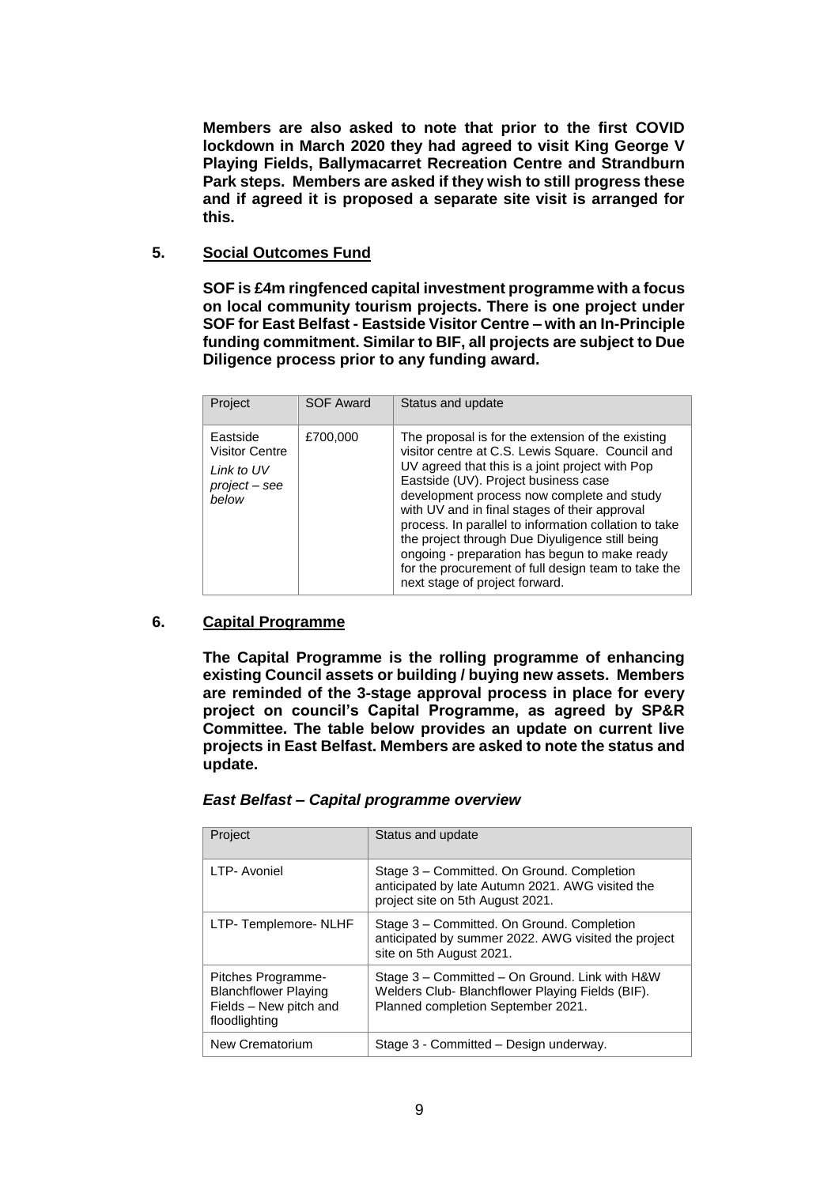**Members are also asked to note that prior to the first COVID lockdown in March 2020 they had agreed to visit King George V Playing Fields, Ballymacarret Recreation Centre and Strandburn Park steps. Members are asked if they wish to still progress these and if agreed it is proposed a separate site visit is arranged for this.**

## 5. Social Outcomes Fund

**SOF is £4m ringfenced capital investment programme with a focus on local community tourism projects. There is one project under SOF for East Belfast - Eastside Visitor Centre – with an In-Principle funding commitment. Similar to BIF, all projects are subject to Due Diligence process prior to any funding award.**

| Project | SOF Award | Status and update |
|---|---|---|
| Eastside Visitor Centre *Link to UV project – see below* | £700,000 | The proposal is for the extension of the existing visitor centre at C.S. Lewis Square. Council and UV agreed that this is a joint project with Pop Eastside (UV). Project business case development process now complete and study with UV and in final stages of their approval process. In parallel to information collation to take the project through Due Diyuligence still being ongoing - preparation has begun to make ready for the procurement of full design team to take the next stage of project forward. |

## 6. Capital Programme

**The Capital Programme is the rolling programme of enhancing existing Council assets or building / buying new assets. Members are reminded of the 3-stage approval process in place for every project on council's Capital Programme, as agreed by SP&R Committee. The table below provides an update on current live projects in East Belfast. Members are asked to note the status and update.**

***East Belfast – Capital programme overview***

| Project | Status and update |
|---|---|
| LTP- Avoniel | Stage 3 – Committed. On Ground. Completion anticipated by late Autumn 2021. AWG visited the project site on 5th August 2021. |
| LTP- Templemore- NLHF | Stage 3 – Committed. On Ground. Completion anticipated by summer 2022. AWG visited the project site on 5th August 2021. |
| Pitches Programme- Blanchflower Playing Fields – New pitch and floodlighting | Stage 3 – Committed – On Ground. Link with H&W Welders Club- Blanchflower Playing Fields (BIF). Planned completion September 2021. |
| New Crematorium | Stage 3 - Committed – Design underway. |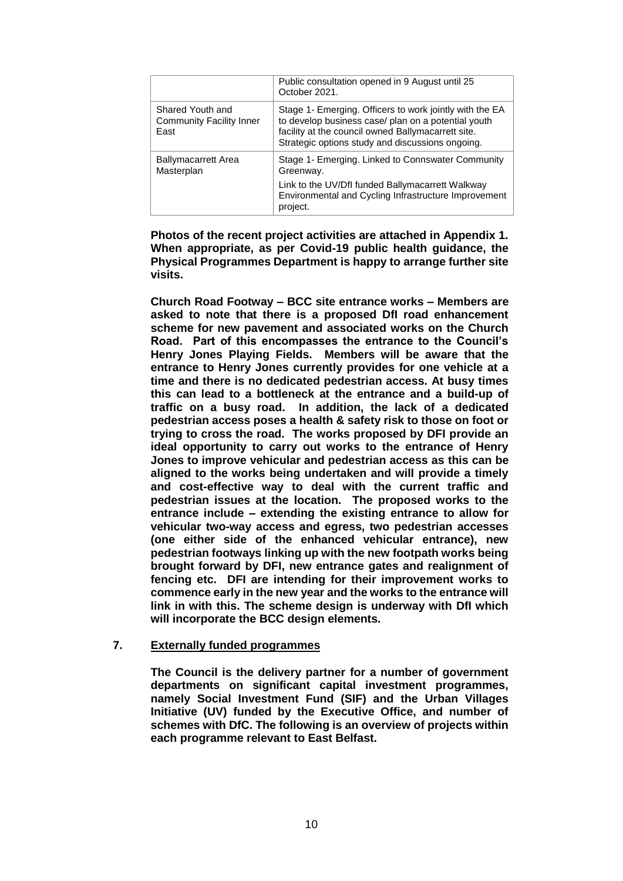| | |
|---|---|
| | Public consultation opened in 9 August until 25 October 2021. |
| Shared Youth and Community Facility Inner East | Stage 1- Emerging. Officers to work jointly with the EA to develop business case/ plan on a potential youth facility at the council owned Ballymacarrett site. Strategic options study and discussions ongoing. |
| Ballymacarrett Area Masterplan | Stage 1- Emerging. Linked to Connswater Community Greenway.<br>Link to the UV/DfI funded Ballymacarrett Walkway Environmental and Cycling Infrastructure Improvement project. |

**Photos of the recent project activities are attached in Appendix 1. When appropriate, as per Covid-19 public health guidance, the Physical Programmes Department is happy to arrange further site visits.**

**Church Road Footway – BCC site entrance works – Members are asked to note that there is a proposed DfI road enhancement scheme for new pavement and associated works on the Church Road. Part of this encompasses the entrance to the Council's Henry Jones Playing Fields. Members will be aware that the entrance to Henry Jones currently provides for one vehicle at a time and there is no dedicated pedestrian access. At busy times this can lead to a bottleneck at the entrance and a build-up of traffic on a busy road. In addition, the lack of a dedicated pedestrian access poses a health & safety risk to those on foot or trying to cross the road. The works proposed by DFI provide an ideal opportunity to carry out works to the entrance of Henry Jones to improve vehicular and pedestrian access as this can be aligned to the works being undertaken and will provide a timely and cost-effective way to deal with the current traffic and pedestrian issues at the location. The proposed works to the entrance include – extending the existing entrance to allow for vehicular two-way access and egress, two pedestrian accesses (one either side of the enhanced vehicular entrance), new pedestrian footways linking up with the new footpath works being brought forward by DFI, new entrance gates and realignment of fencing etc. DFI are intending for their improvement works to commence early in the new year and the works to the entrance will link in with this. The scheme design is underway with DfI which will incorporate the BCC design elements.**

**7. <u>Externally funded programmes</u>**

**The Council is the delivery partner for a number of government departments on significant capital investment programmes, namely Social Investment Fund (SIF) and the Urban Villages Initiative (UV) funded by the Executive Office, and number of schemes with DfC. The following is an overview of projects within each programme relevant to East Belfast.**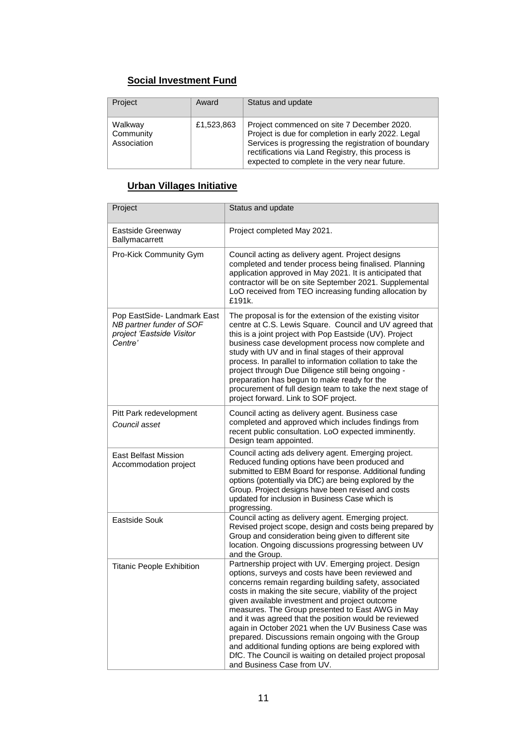## **Social Investment Fund**

| Project | Award | Status and update |
|---|---|---|
| Walkway Community Association | £1,523,863 | Project commenced on site 7 December 2020. Project is due for completion in early 2022. Legal Services is progressing the registration of boundary rectifications via Land Registry, this process is expected to complete in the very near future. |

## **Urban Villages Initiative**

| Project | Status and update |
|---|---|
| Eastside Greenway Ballymacarrett | Project completed May 2021. |
| Pro-Kick Community Gym | Council acting as delivery agent. Project designs completed and tender process being finalised. Planning application approved in May 2021. It is anticipated that contractor will be on site September 2021. Supplemental LoO received from TEO increasing funding allocation by £191k. |
| Pop EastSide- Landmark East *NB partner funder of SOF project 'Eastside Visitor Centre'* | The proposal is for the extension of the existing visitor centre at C.S. Lewis Square. Council and UV agreed that this is a joint project with Pop Eastside (UV). Project business case development process now complete and study with UV and in final stages of their approval process. In parallel to information collation to take the project through Due Diligence still being ongoing - preparation has begun to make ready for the procurement of full design team to take the next stage of project forward. Link to SOF project. |
| Pitt Park redevelopment *Council asset* | Council acting as delivery agent. Business case completed and approved which includes findings from recent public consultation. LoO expected imminently. Design team appointed. |
| East Belfast Mission Accommodation project | Council acting ads delivery agent. Emerging project. Reduced funding options have been produced and submitted to EBM Board for response. Additional funding options (potentially via DfC) are being explored by the Group. Project designs have been revised and costs updated for inclusion in Business Case which is progressing. |
| Eastside Souk | Council acting as delivery agent. Emerging project. Revised project scope, design and costs being prepared by Group and consideration being given to different site location. Ongoing discussions progressing between UV and the Group. |
| Titanic People Exhibition | Partnership project with UV. Emerging project. Design options, surveys and costs have been reviewed and concerns remain regarding building safety, associated costs in making the site secure, viability of the project given available investment and project outcome measures. The Group presented to East AWG in May and it was agreed that the position would be reviewed again in October 2021 when the UV Business Case was prepared. Discussions remain ongoing with the Group and additional funding options are being explored with DfC. The Council is waiting on detailed project proposal and Business Case from UV. |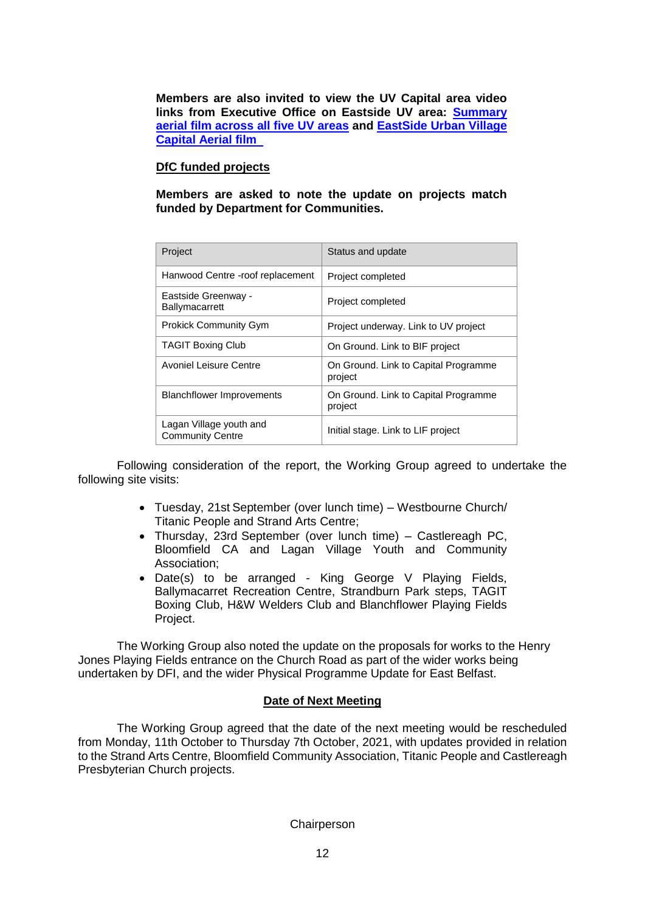**Members are also invited to view the UV Capital area video links from Executive Office on Eastside UV area: Summary aerial film across all five UV areas and EastSide Urban Village Capital Aerial film**

**DfC funded projects**

**Members are asked to note the update on projects match funded by Department for Communities.**

| Project | Status and update |
|---|---|
| Hanwood Centre -roof replacement | Project completed |
| Eastside Greenway - Ballymacarrett | Project completed |
| Prokick Community Gym | Project underway. Link to UV project |
| TAGIT Boxing Club | On Ground. Link to BIF project |
| Avoniel Leisure Centre | On Ground. Link to Capital Programme project |
| Blanchflower Improvements | On Ground. Link to Capital Programme project |
| Lagan Village youth and Community Centre | Initial stage. Link to LIF project |

Following consideration of the report, the Working Group agreed to undertake the following site visits:

- Tuesday, 21st September (over lunch time) – Westbourne Church/ Titanic People and Strand Arts Centre;
- Thursday, 23rd September (over lunch time) – Castlereagh PC, Bloomfield CA and Lagan Village Youth and Community Association;
- Date(s) to be arranged - King George V Playing Fields, Ballymacarret Recreation Centre, Strandburn Park steps, TAGIT Boxing Club, H&W Welders Club and Blanchflower Playing Fields Project.

The Working Group also noted the update on the proposals for works to the Henry Jones Playing Fields entrance on the Church Road as part of the wider works being undertaken by DFI, and the wider Physical Programme Update for East Belfast.

**Date of Next Meeting**

The Working Group agreed that the date of the next meeting would be rescheduled from Monday, 11th October to Thursday 7th October, 2021, with updates provided in relation to the Strand Arts Centre, Bloomfield Community Association, Titanic People and Castlereagh Presbyterian Church projects.

Chairperson